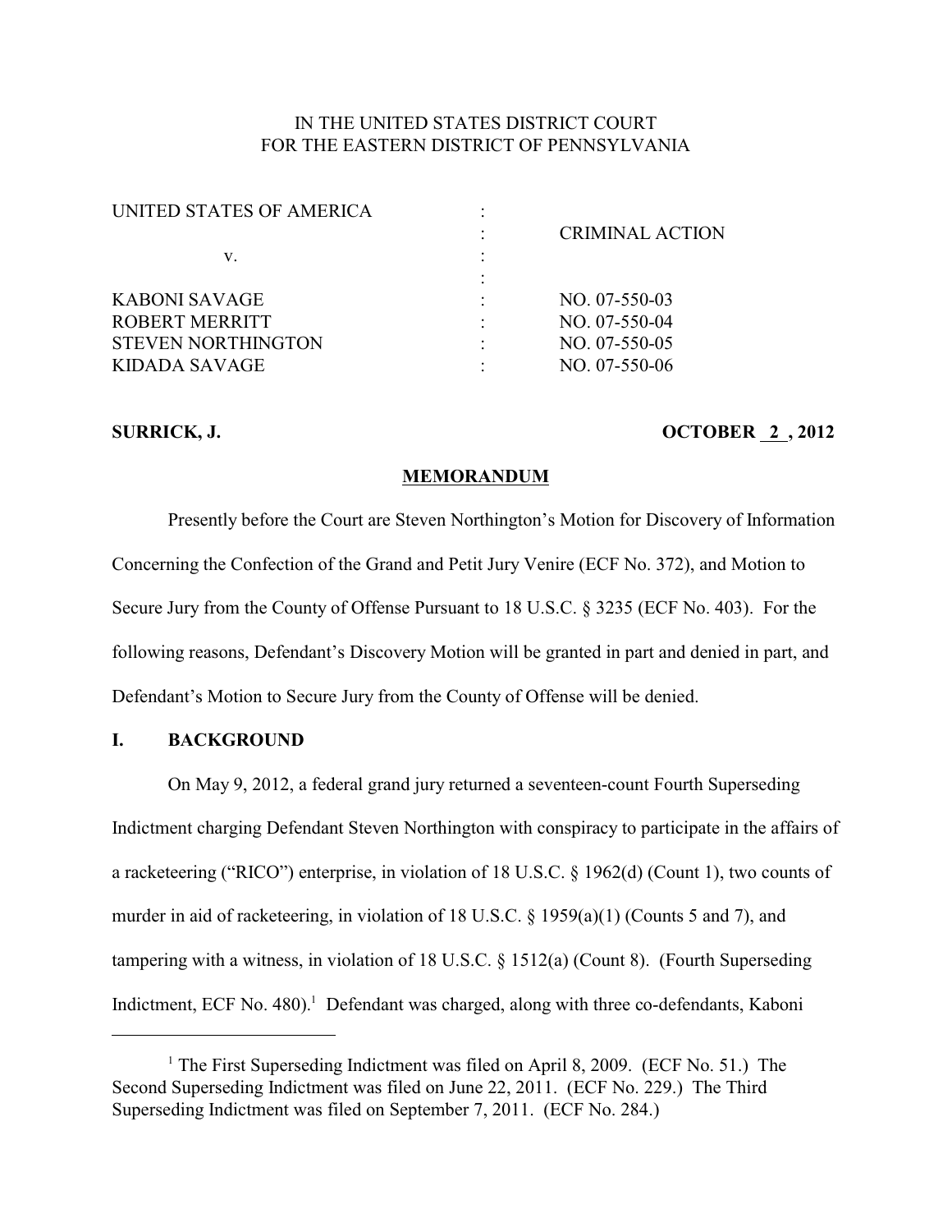IN THE UNITED STATES DISTRICT COURT
FOR THE EASTERN DISTRICT OF PENNSYLVANIA

| | | |
|---|---|---|
| UNITED STATES OF AMERICA | : | |
| | : | CRIMINAL ACTION |
| v. | : | |
| | : | |
| KABONI SAVAGE | : | NO. 07-550-03 |
| ROBERT MERRITT | : | NO. 07-550-04 |
| STEVEN NORTHINGTON | : | NO. 07-550-05 |
| KIDADA SAVAGE | : | NO. 07-550-06 |

**SURRICK, J.** **OCTOBER 2 , 2012**

**MEMORANDUM**

Presently before the Court are Steven Northington's Motion for Discovery of Information Concerning the Confection of the Grand and Petit Jury Venire (ECF No. 372), and Motion to Secure Jury from the County of Offense Pursuant to 18 U.S.C. § 3235 (ECF No. 403). For the following reasons, Defendant's Discovery Motion will be granted in part and denied in part, and Defendant's Motion to Secure Jury from the County of Offense will be denied.

## I. BACKGROUND

On May 9, 2012, a federal grand jury returned a seventeen-count Fourth Superseding Indictment charging Defendant Steven Northington with conspiracy to participate in the affairs of a racketeering ("RICO") enterprise, in violation of 18 U.S.C. § 1962(d) (Count 1), two counts of murder in aid of racketeering, in violation of 18 U.S.C. § 1959(a)(1) (Counts 5 and 7), and tampering with a witness, in violation of 18 U.S.C. § 1512(a) (Count 8). (Fourth Superseding Indictment, ECF No. 480).[1] Defendant was charged, along with three co-defendants, Kaboni

[1] The First Superseding Indictment was filed on April 8, 2009. (ECF No. 51.) The Second Superseding Indictment was filed on June 22, 2011. (ECF No. 229.) The Third Superseding Indictment was filed on September 7, 2011. (ECF No. 284.)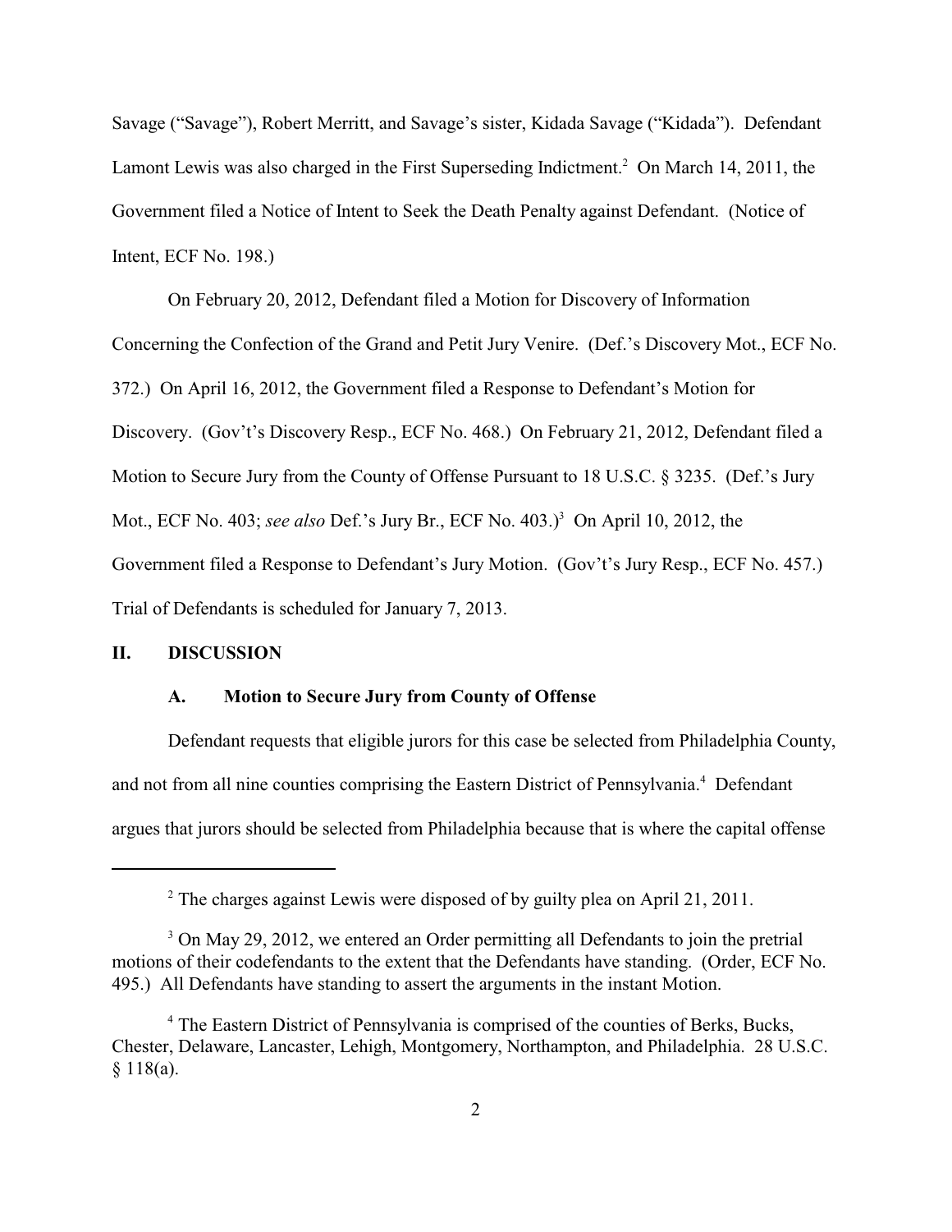Savage ("Savage"), Robert Merritt, and Savage's sister, Kidada Savage ("Kidada"). Defendant Lamont Lewis was also charged in the First Superseding Indictment.[2] On March 14, 2011, the Government filed a Notice of Intent to Seek the Death Penalty against Defendant. (Notice of Intent, ECF No. 198.)

On February 20, 2012, Defendant filed a Motion for Discovery of Information Concerning the Confection of the Grand and Petit Jury Venire. (Def.'s Discovery Mot., ECF No. 372.) On April 16, 2012, the Government filed a Response to Defendant's Motion for Discovery. (Gov't's Discovery Resp., ECF No. 468.) On February 21, 2012, Defendant filed a Motion to Secure Jury from the County of Offense Pursuant to 18 U.S.C. § 3235. (Def.'s Jury Mot., ECF No. 403; *see also* Def.'s Jury Br., ECF No. 403.)[3] On April 10, 2012, the Government filed a Response to Defendant's Jury Motion. (Gov't's Jury Resp., ECF No. 457.) Trial of Defendants is scheduled for January 7, 2013.

## II. DISCUSSION

### A. Motion to Secure Jury from County of Offense

Defendant requests that eligible jurors for this case be selected from Philadelphia County, and not from all nine counties comprising the Eastern District of Pennsylvania.[4] Defendant argues that jurors should be selected from Philadelphia because that is where the capital offense

---

[2] The charges against Lewis were disposed of by guilty plea on April 21, 2011.

[3] On May 29, 2012, we entered an Order permitting all Defendants to join the pretrial motions of their codefendants to the extent that the Defendants have standing. (Order, ECF No. 495.) All Defendants have standing to assert the arguments in the instant Motion.

[4] The Eastern District of Pennsylvania is comprised of the counties of Berks, Bucks, Chester, Delaware, Lancaster, Lehigh, Montgomery, Northampton, and Philadelphia. 28 U.S.C. § 118(a).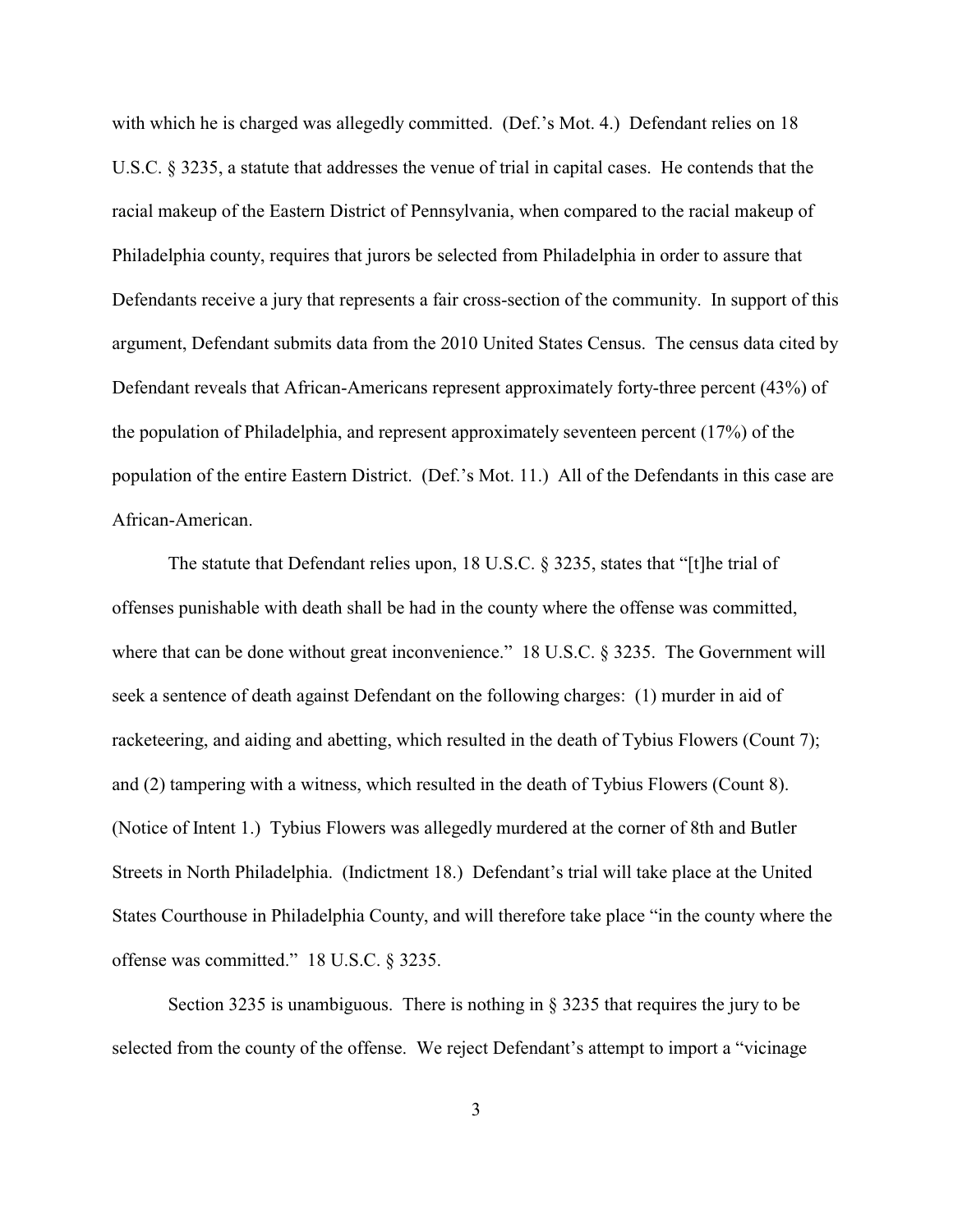with which he is charged was allegedly committed. (Def.'s Mot. 4.) Defendant relies on 18 U.S.C. § 3235, a statute that addresses the venue of trial in capital cases. He contends that the racial makeup of the Eastern District of Pennsylvania, when compared to the racial makeup of Philadelphia county, requires that jurors be selected from Philadelphia in order to assure that Defendants receive a jury that represents a fair cross-section of the community. In support of this argument, Defendant submits data from the 2010 United States Census. The census data cited by Defendant reveals that African-Americans represent approximately forty-three percent (43%) of the population of Philadelphia, and represent approximately seventeen percent (17%) of the population of the entire Eastern District. (Def.'s Mot. 11.) All of the Defendants in this case are African-American.

The statute that Defendant relies upon, 18 U.S.C. § 3235, states that "[t]he trial of offenses punishable with death shall be had in the county where the offense was committed, where that can be done without great inconvenience." 18 U.S.C. § 3235. The Government will seek a sentence of death against Defendant on the following charges: (1) murder in aid of racketeering, and aiding and abetting, which resulted in the death of Tybius Flowers (Count 7); and (2) tampering with a witness, which resulted in the death of Tybius Flowers (Count 8). (Notice of Intent 1.) Tybius Flowers was allegedly murdered at the corner of 8th and Butler Streets in North Philadelphia. (Indictment 18.) Defendant's trial will take place at the United States Courthouse in Philadelphia County, and will therefore take place "in the county where the offense was committed." 18 U.S.C. § 3235.

Section 3235 is unambiguous. There is nothing in § 3235 that requires the jury to be selected from the county of the offense. We reject Defendant's attempt to import a "vicinage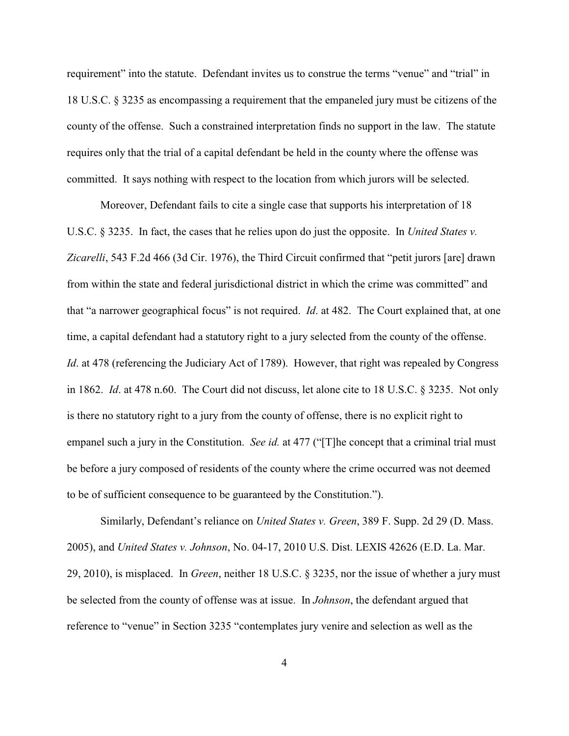requirement" into the statute. Defendant invites us to construe the terms "venue" and "trial" in 18 U.S.C. § 3235 as encompassing a requirement that the empaneled jury must be citizens of the county of the offense. Such a constrained interpretation finds no support in the law. The statute requires only that the trial of a capital defendant be held in the county where the offense was committed. It says nothing with respect to the location from which jurors will be selected.

Moreover, Defendant fails to cite a single case that supports his interpretation of 18 U.S.C. § 3235. In fact, the cases that he relies upon do just the opposite. In *United States v. Zicarelli*, 543 F.2d 466 (3d Cir. 1976), the Third Circuit confirmed that "petit jurors [are] drawn from within the state and federal jurisdictional district in which the crime was committed" and that "a narrower geographical focus" is not required. *Id*. at 482. The Court explained that, at one time, a capital defendant had a statutory right to a jury selected from the county of the offense. *Id*. at 478 (referencing the Judiciary Act of 1789). However, that right was repealed by Congress in 1862. *Id*. at 478 n.60. The Court did not discuss, let alone cite to 18 U.S.C. § 3235. Not only is there no statutory right to a jury from the county of offense, there is no explicit right to empanel such a jury in the Constitution. *See id.* at 477 ("[T]he concept that a criminal trial must be before a jury composed of residents of the county where the crime occurred was not deemed to be of sufficient consequence to be guaranteed by the Constitution.").

Similarly, Defendant's reliance on *United States v. Green*, 389 F. Supp. 2d 29 (D. Mass. 2005), and *United States v. Johnson*, No. 04-17, 2010 U.S. Dist. LEXIS 42626 (E.D. La. Mar. 29, 2010), is misplaced. In *Green*, neither 18 U.S.C. § 3235, nor the issue of whether a jury must be selected from the county of offense was at issue. In *Johnson*, the defendant argued that reference to "venue" in Section 3235 "contemplates jury venire and selection as well as the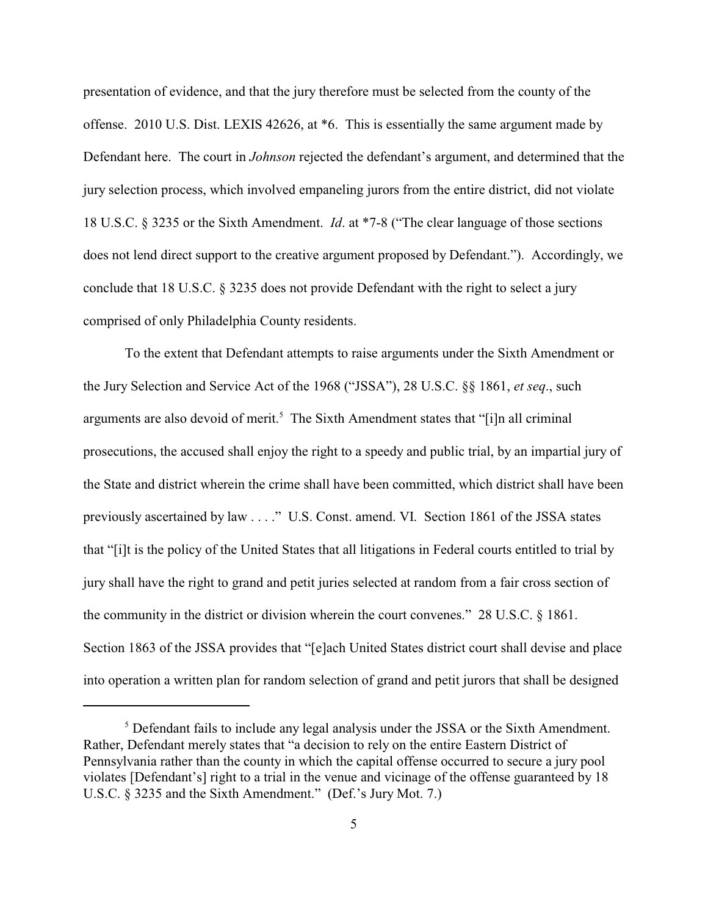presentation of evidence, and that the jury therefore must be selected from the county of the offense. 2010 U.S. Dist. LEXIS 42626, at *6. This is essentially the same argument made by Defendant here. The court in *Johnson* rejected the defendant's argument, and determined that the jury selection process, which involved empaneling jurors from the entire district, did not violate 18 U.S.C. § 3235 or the Sixth Amendment. *Id*. at *7-8 ("The clear language of those sections does not lend direct support to the creative argument proposed by Defendant."). Accordingly, we conclude that 18 U.S.C. § 3235 does not provide Defendant with the right to select a jury comprised of only Philadelphia County residents.

To the extent that Defendant attempts to raise arguments under the Sixth Amendment or the Jury Selection and Service Act of the 1968 ("JSSA"), 28 U.S.C. §§ 1861, *et seq*., such arguments are also devoid of merit.[5] The Sixth Amendment states that "[i]n all criminal prosecutions, the accused shall enjoy the right to a speedy and public trial, by an impartial jury of the State and district wherein the crime shall have been committed, which district shall have been previously ascertained by law . . . ." U.S. Const. amend. VI. Section 1861 of the JSSA states that "[i]t is the policy of the United States that all litigations in Federal courts entitled to trial by jury shall have the right to grand and petit juries selected at random from a fair cross section of the community in the district or division wherein the court convenes." 28 U.S.C. § 1861. Section 1863 of the JSSA provides that "[e]ach United States district court shall devise and place into operation a written plan for random selection of grand and petit jurors that shall be designed

[5] Defendant fails to include any legal analysis under the JSSA or the Sixth Amendment. Rather, Defendant merely states that "a decision to rely on the entire Eastern District of Pennsylvania rather than the county in which the capital offense occurred to secure a jury pool violates [Defendant's] right to a trial in the venue and vicinage of the offense guaranteed by 18 U.S.C. § 3235 and the Sixth Amendment." (Def.'s Jury Mot. 7.)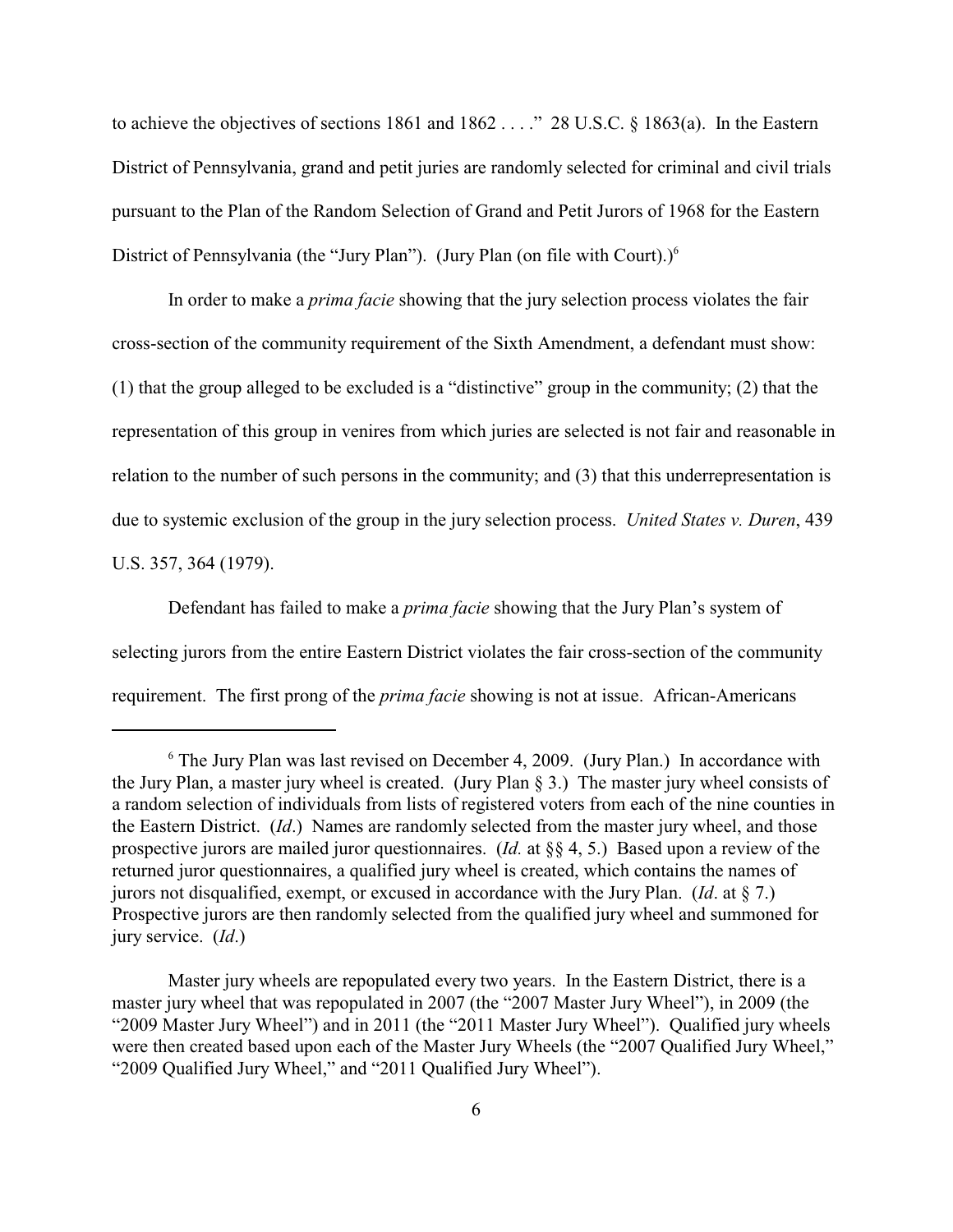to achieve the objectives of sections 1861 and 1862 . . . ." 28 U.S.C. § 1863(a). In the Eastern District of Pennsylvania, grand and petit juries are randomly selected for criminal and civil trials pursuant to the Plan of the Random Selection of Grand and Petit Jurors of 1968 for the Eastern District of Pennsylvania (the "Jury Plan"). (Jury Plan (on file with Court).)[6]

In order to make a *prima facie* showing that the jury selection process violates the fair cross-section of the community requirement of the Sixth Amendment, a defendant must show: (1) that the group alleged to be excluded is a "distinctive" group in the community; (2) that the representation of this group in venires from which juries are selected is not fair and reasonable in relation to the number of such persons in the community; and (3) that this underrepresentation is due to systemic exclusion of the group in the jury selection process. *United States v. Duren*, 439 U.S. 357, 364 (1979).

Defendant has failed to make a *prima facie* showing that the Jury Plan's system of selecting jurors from the entire Eastern District violates the fair cross-section of the community requirement. The first prong of the *prima facie* showing is not at issue. African-Americans

---

[6] The Jury Plan was last revised on December 4, 2009. (Jury Plan.) In accordance with the Jury Plan, a master jury wheel is created. (Jury Plan § 3.) The master jury wheel consists of a random selection of individuals from lists of registered voters from each of the nine counties in the Eastern District. (*Id*.) Names are randomly selected from the master jury wheel, and those prospective jurors are mailed juror questionnaires. (*Id.* at §§ 4, 5.) Based upon a review of the returned juror questionnaires, a qualified jury wheel is created, which contains the names of jurors not disqualified, exempt, or excused in accordance with the Jury Plan. (*Id*. at § 7.) Prospective jurors are then randomly selected from the qualified jury wheel and summoned for jury service. (*Id*.)

Master jury wheels are repopulated every two years. In the Eastern District, there is a master jury wheel that was repopulated in 2007 (the "2007 Master Jury Wheel"), in 2009 (the "2009 Master Jury Wheel") and in 2011 (the "2011 Master Jury Wheel"). Qualified jury wheels were then created based upon each of the Master Jury Wheels (the "2007 Qualified Jury Wheel," "2009 Qualified Jury Wheel," and "2011 Qualified Jury Wheel").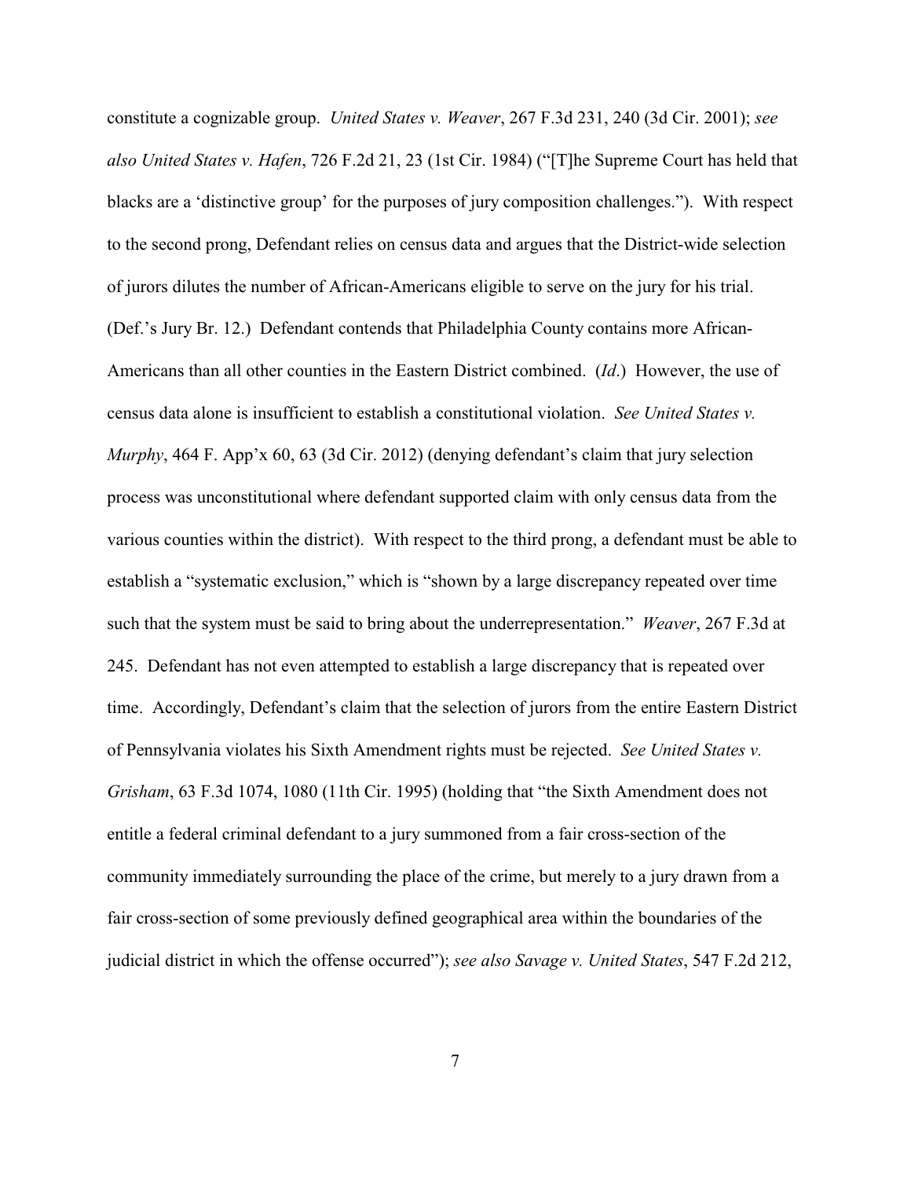constitute a cognizable group. *United States v. Weaver*, 267 F.3d 231, 240 (3d Cir. 2001); *see also United States v. Hafen*, 726 F.2d 21, 23 (1st Cir. 1984) ("[T]he Supreme Court has held that blacks are a 'distinctive group' for the purposes of jury composition challenges."). With respect to the second prong, Defendant relies on census data and argues that the District-wide selection of jurors dilutes the number of African-Americans eligible to serve on the jury for his trial. (Def.'s Jury Br. 12.) Defendant contends that Philadelphia County contains more African-Americans than all other counties in the Eastern District combined. (*Id*.) However, the use of census data alone is insufficient to establish a constitutional violation. *See United States v. Murphy*, 464 F. App'x 60, 63 (3d Cir. 2012) (denying defendant's claim that jury selection process was unconstitutional where defendant supported claim with only census data from the various counties within the district). With respect to the third prong, a defendant must be able to establish a "systematic exclusion," which is "shown by a large discrepancy repeated over time such that the system must be said to bring about the underrepresentation." *Weaver*, 267 F.3d at 245. Defendant has not even attempted to establish a large discrepancy that is repeated over time. Accordingly, Defendant's claim that the selection of jurors from the entire Eastern District of Pennsylvania violates his Sixth Amendment rights must be rejected. *See United States v. Grisham*, 63 F.3d 1074, 1080 (11th Cir. 1995) (holding that "the Sixth Amendment does not entitle a federal criminal defendant to a jury summoned from a fair cross-section of the community immediately surrounding the place of the crime, but merely to a jury drawn from a fair cross-section of some previously defined geographical area within the boundaries of the judicial district in which the offense occurred"); *see also Savage v. United States*, 547 F.2d 212,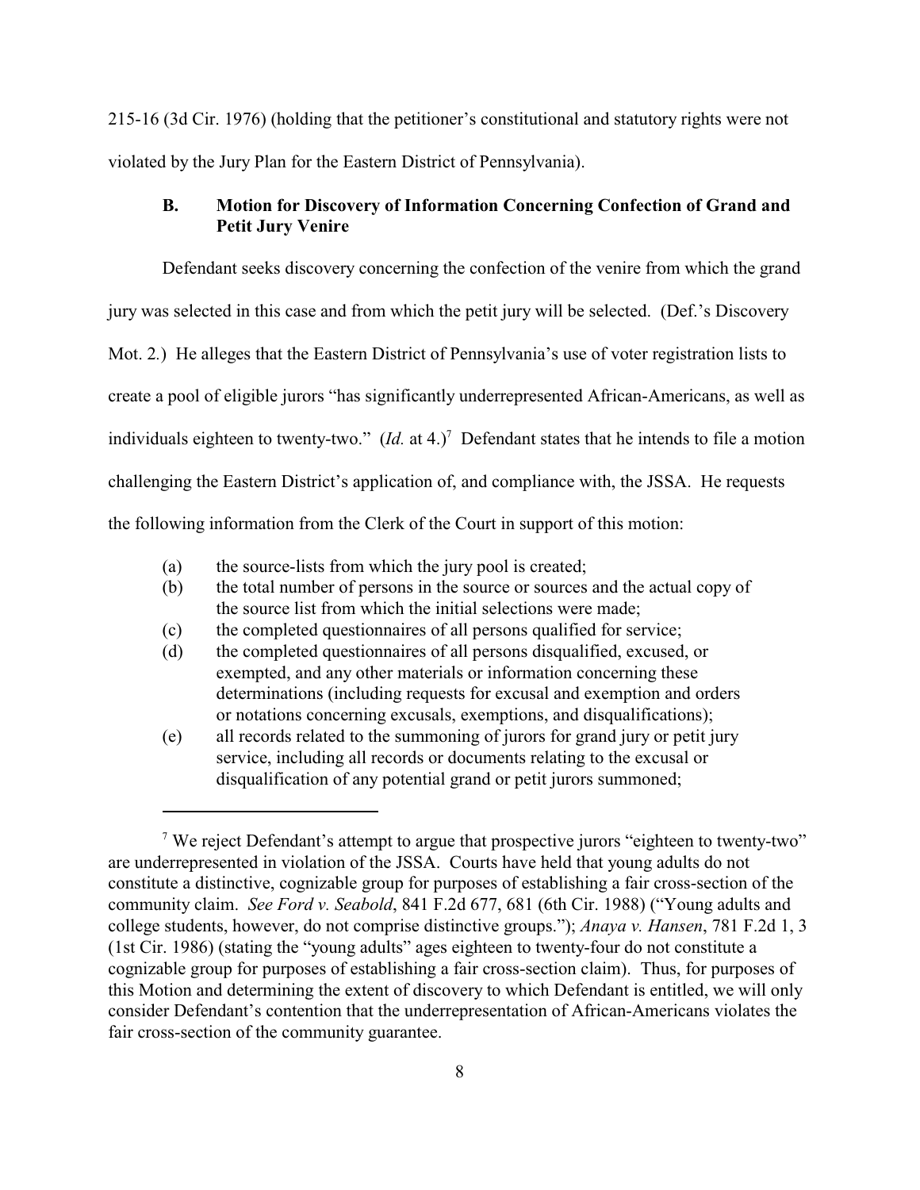215-16 (3d Cir. 1976) (holding that the petitioner's constitutional and statutory rights were not violated by the Jury Plan for the Eastern District of Pennsylvania).

### B. Motion for Discovery of Information Concerning Confection of Grand and Petit Jury Venire

Defendant seeks discovery concerning the confection of the venire from which the grand jury was selected in this case and from which the petit jury will be selected. (Def.'s Discovery Mot. 2.) He alleges that the Eastern District of Pennsylvania's use of voter registration lists to create a pool of eligible jurors "has significantly underrepresented African-Americans, as well as individuals eighteen to twenty-two." (*Id.* at 4.)[7] Defendant states that he intends to file a motion challenging the Eastern District's application of, and compliance with, the JSSA. He requests the following information from the Clerk of the Court in support of this motion:

(a) the source-lists from which the jury pool is created;

(b) the total number of persons in the source or sources and the actual copy of the source list from which the initial selections were made;

(c) the completed questionnaires of all persons qualified for service;

(d) the completed questionnaires of all persons disqualified, excused, or exempted, and any other materials or information concerning these determinations (including requests for excusal and exemption and orders or notations concerning excusals, exemptions, and disqualifications);

(e) all records related to the summoning of jurors for grand jury or petit jury service, including all records or documents relating to the excusal or disqualification of any potential grand or petit jurors summoned;

---

[7] We reject Defendant's attempt to argue that prospective jurors "eighteen to twenty-two" are underrepresented in violation of the JSSA. Courts have held that young adults do not constitute a distinctive, cognizable group for purposes of establishing a fair cross-section of the community claim. *See Ford v. Seabold*, 841 F.2d 677, 681 (6th Cir. 1988) ("Young adults and college students, however, do not comprise distinctive groups."); *Anaya v. Hansen*, 781 F.2d 1, 3 (1st Cir. 1986) (stating the "young adults" ages eighteen to twenty-four do not constitute a cognizable group for purposes of establishing a fair cross-section claim). Thus, for purposes of this Motion and determining the extent of discovery to which Defendant is entitled, we will only consider Defendant's contention that the underrepresentation of African-Americans violates the fair cross-section of the community guarantee.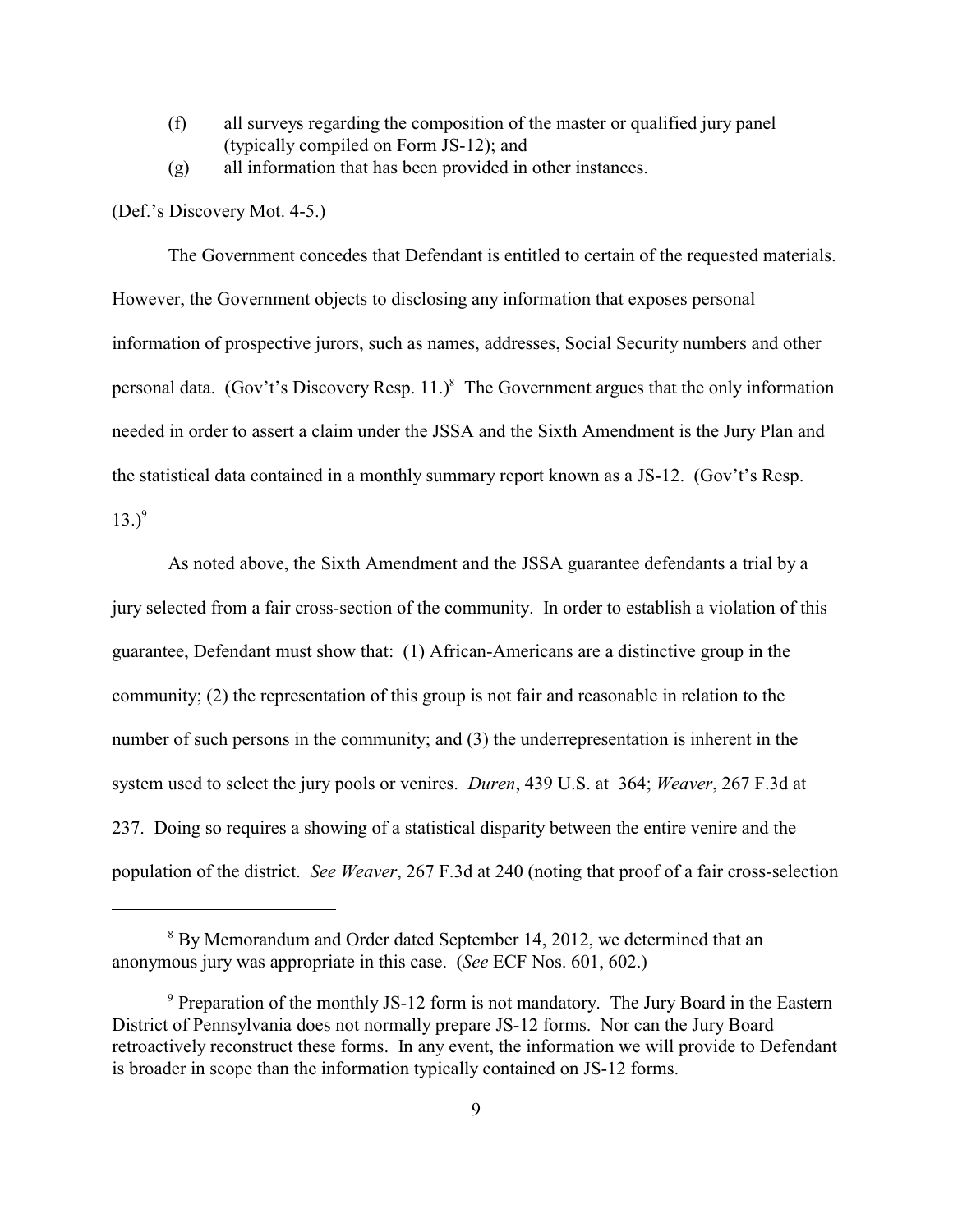(f) all surveys regarding the composition of the master or qualified jury panel (typically compiled on Form JS-12); and

(g) all information that has been provided in other instances.

(Def.'s Discovery Mot. 4-5.)

The Government concedes that Defendant is entitled to certain of the requested materials. However, the Government objects to disclosing any information that exposes personal information of prospective jurors, such as names, addresses, Social Security numbers and other personal data. (Gov't's Discovery Resp. 11.)[8] The Government argues that the only information needed in order to assert a claim under the JSSA and the Sixth Amendment is the Jury Plan and the statistical data contained in a monthly summary report known as a JS-12. (Gov't's Resp. 13.)[9]

As noted above, the Sixth Amendment and the JSSA guarantee defendants a trial by a jury selected from a fair cross-section of the community. In order to establish a violation of this guarantee, Defendant must show that: (1) African-Americans are a distinctive group in the community; (2) the representation of this group is not fair and reasonable in relation to the number of such persons in the community; and (3) the underrepresentation is inherent in the system used to select the jury pools or venires. *Duren*, 439 U.S. at 364; *Weaver*, 267 F.3d at 237. Doing so requires a showing of a statistical disparity between the entire venire and the population of the district. *See Weaver*, 267 F.3d at 240 (noting that proof of a fair cross-selection

---

[8] By Memorandum and Order dated September 14, 2012, we determined that an anonymous jury was appropriate in this case. (*See* ECF Nos. 601, 602.)

[9] Preparation of the monthly JS-12 form is not mandatory. The Jury Board in the Eastern District of Pennsylvania does not normally prepare JS-12 forms. Nor can the Jury Board retroactively reconstruct these forms. In any event, the information we will provide to Defendant is broader in scope than the information typically contained on JS-12 forms.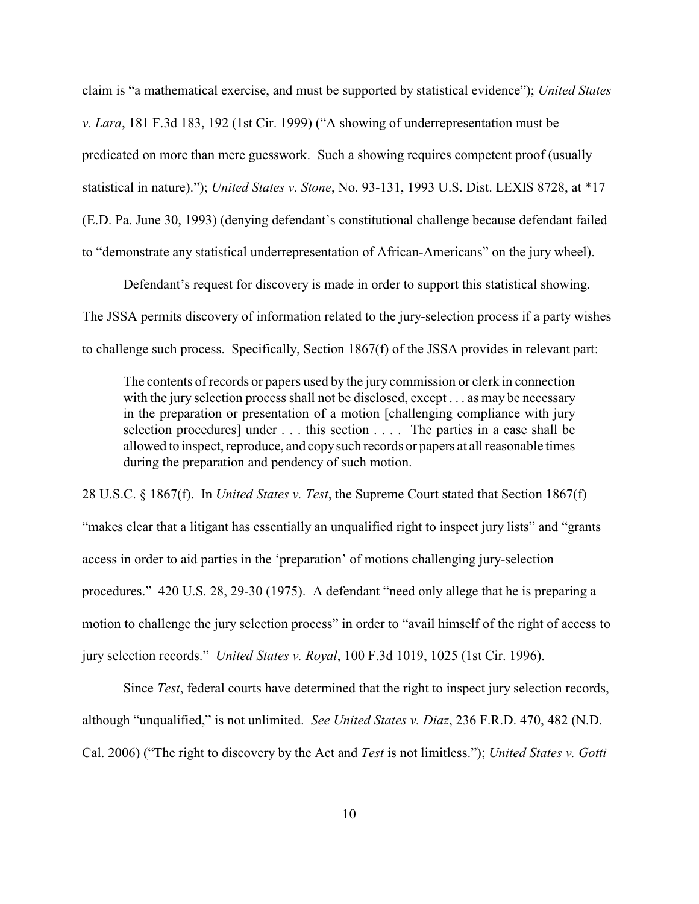claim is "a mathematical exercise, and must be supported by statistical evidence"); *United States v. Lara*, 181 F.3d 183, 192 (1st Cir. 1999) ("A showing of underrepresentation must be predicated on more than mere guesswork. Such a showing requires competent proof (usually statistical in nature)."); *United States v. Stone*, No. 93-131, 1993 U.S. Dist. LEXIS 8728, at *17 (E.D. Pa. June 30, 1993) (denying defendant's constitutional challenge because defendant failed to "demonstrate any statistical underrepresentation of African-Americans" on the jury wheel).

Defendant's request for discovery is made in order to support this statistical showing. The JSSA permits discovery of information related to the jury-selection process if a party wishes to challenge such process. Specifically, Section 1867(f) of the JSSA provides in relevant part:

> The contents of records or papers used by the jury commission or clerk in connection with the jury selection process shall not be disclosed, except . . . as may be necessary in the preparation or presentation of a motion [challenging compliance with jury selection procedures] under . . . this section . . . . The parties in a case shall be allowed to inspect, reproduce, and copy such records or papers at all reasonable times during the preparation and pendency of such motion.

28 U.S.C. § 1867(f). In *United States v. Test*, the Supreme Court stated that Section 1867(f) "makes clear that a litigant has essentially an unqualified right to inspect jury lists" and "grants access in order to aid parties in the 'preparation' of motions challenging jury-selection procedures." 420 U.S. 28, 29-30 (1975). A defendant "need only allege that he is preparing a motion to challenge the jury selection process" in order to "avail himself of the right of access to jury selection records." *United States v. Royal*, 100 F.3d 1019, 1025 (1st Cir. 1996).

Since *Test*, federal courts have determined that the right to inspect jury selection records, although "unqualified," is not unlimited. *See United States v. Diaz*, 236 F.R.D. 470, 482 (N.D. Cal. 2006) ("The right to discovery by the Act and *Test* is not limitless."); *United States v. Gotti*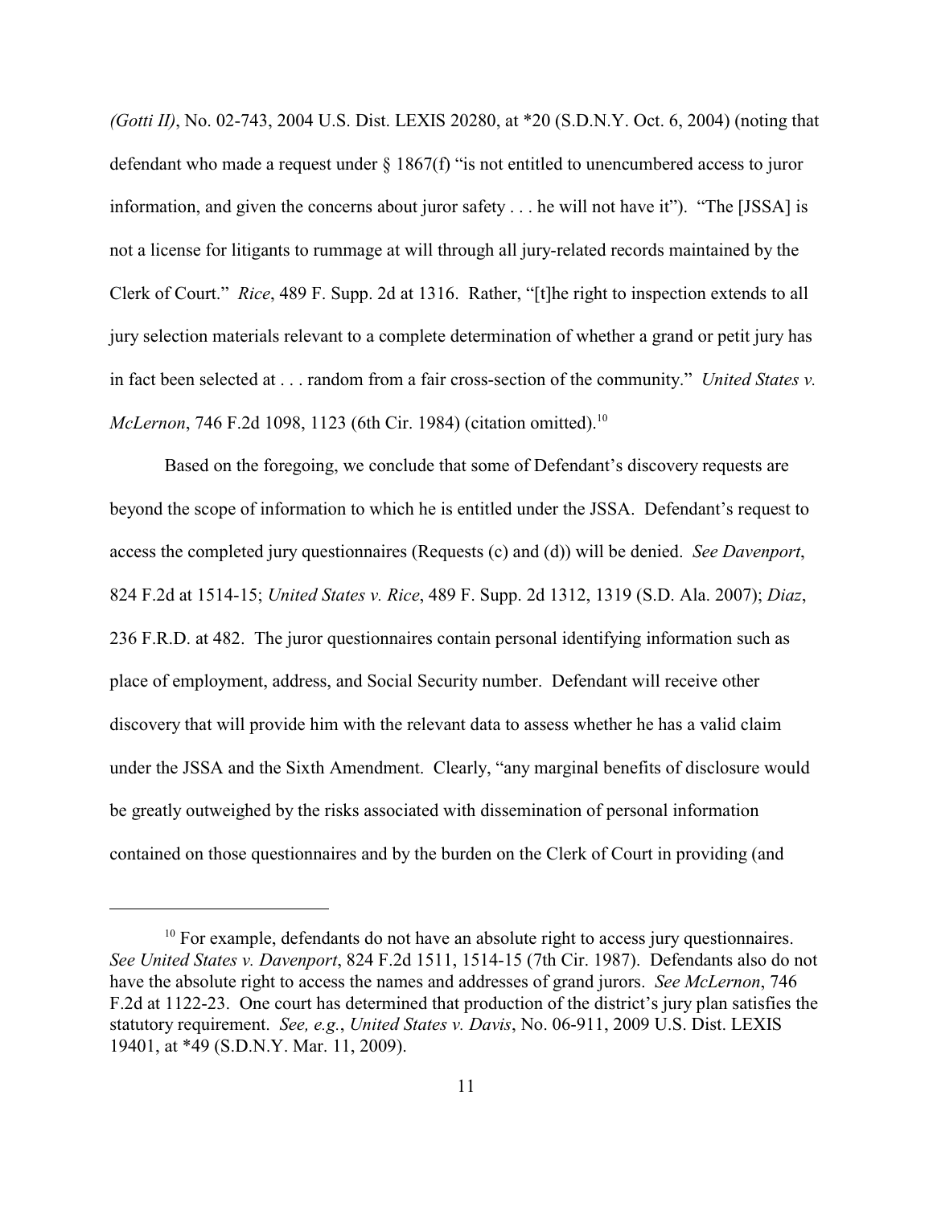*(Gotti II)*, No. 02-743, 2004 U.S. Dist. LEXIS 20280, at *20 (S.D.N.Y. Oct. 6, 2004) (noting that defendant who made a request under § 1867(f) "is not entitled to unencumbered access to juror information, and given the concerns about juror safety . . . he will not have it"). "The [JSSA] is not a license for litigants to rummage at will through all jury-related records maintained by the Clerk of Court." *Rice*, 489 F. Supp. 2d at 1316. Rather, "[t]he right to inspection extends to all jury selection materials relevant to a complete determination of whether a grand or petit jury has in fact been selected at . . . random from a fair cross-section of the community." *United States v. McLernon*, 746 F.2d 1098, 1123 (6th Cir. 1984) (citation omitted).[10]

Based on the foregoing, we conclude that some of Defendant's discovery requests are beyond the scope of information to which he is entitled under the JSSA. Defendant's request to access the completed jury questionnaires (Requests (c) and (d)) will be denied. *See Davenport*, 824 F.2d at 1514-15; *United States v. Rice*, 489 F. Supp. 2d 1312, 1319 (S.D. Ala. 2007); *Diaz*, 236 F.R.D. at 482. The juror questionnaires contain personal identifying information such as place of employment, address, and Social Security number. Defendant will receive other discovery that will provide him with the relevant data to assess whether he has a valid claim under the JSSA and the Sixth Amendment. Clearly, "any marginal benefits of disclosure would be greatly outweighed by the risks associated with dissemination of personal information contained on those questionnaires and by the burden on the Clerk of Court in providing (and

---

[10] For example, defendants do not have an absolute right to access jury questionnaires. *See United States v. Davenport*, 824 F.2d 1511, 1514-15 (7th Cir. 1987). Defendants also do not have the absolute right to access the names and addresses of grand jurors. *See McLernon*, 746 F.2d at 1122-23. One court has determined that production of the district's jury plan satisfies the statutory requirement. *See, e.g.*, *United States v. Davis*, No. 06-911, 2009 U.S. Dist. LEXIS 19401, at *49 (S.D.N.Y. Mar. 11, 2009).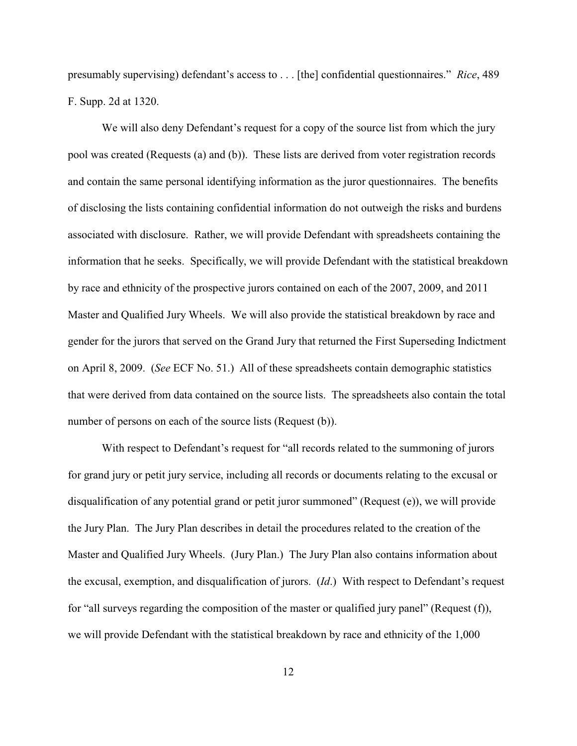presumably supervising) defendant's access to . . . [the] confidential questionnaires." *Rice*, 489 F. Supp. 2d at 1320.

We will also deny Defendant's request for a copy of the source list from which the jury pool was created (Requests (a) and (b)). These lists are derived from voter registration records and contain the same personal identifying information as the juror questionnaires. The benefits of disclosing the lists containing confidential information do not outweigh the risks and burdens associated with disclosure. Rather, we will provide Defendant with spreadsheets containing the information that he seeks. Specifically, we will provide Defendant with the statistical breakdown by race and ethnicity of the prospective jurors contained on each of the 2007, 2009, and 2011 Master and Qualified Jury Wheels. We will also provide the statistical breakdown by race and gender for the jurors that served on the Grand Jury that returned the First Superseding Indictment on April 8, 2009. (*See* ECF No. 51.) All of these spreadsheets contain demographic statistics that were derived from data contained on the source lists. The spreadsheets also contain the total number of persons on each of the source lists (Request (b)).

With respect to Defendant's request for "all records related to the summoning of jurors for grand jury or petit jury service, including all records or documents relating to the excusal or disqualification of any potential grand or petit juror summoned" (Request (e)), we will provide the Jury Plan. The Jury Plan describes in detail the procedures related to the creation of the Master and Qualified Jury Wheels. (Jury Plan.) The Jury Plan also contains information about the excusal, exemption, and disqualification of jurors. (*Id*.) With respect to Defendant's request for "all surveys regarding the composition of the master or qualified jury panel" (Request (f)), we will provide Defendant with the statistical breakdown by race and ethnicity of the 1,000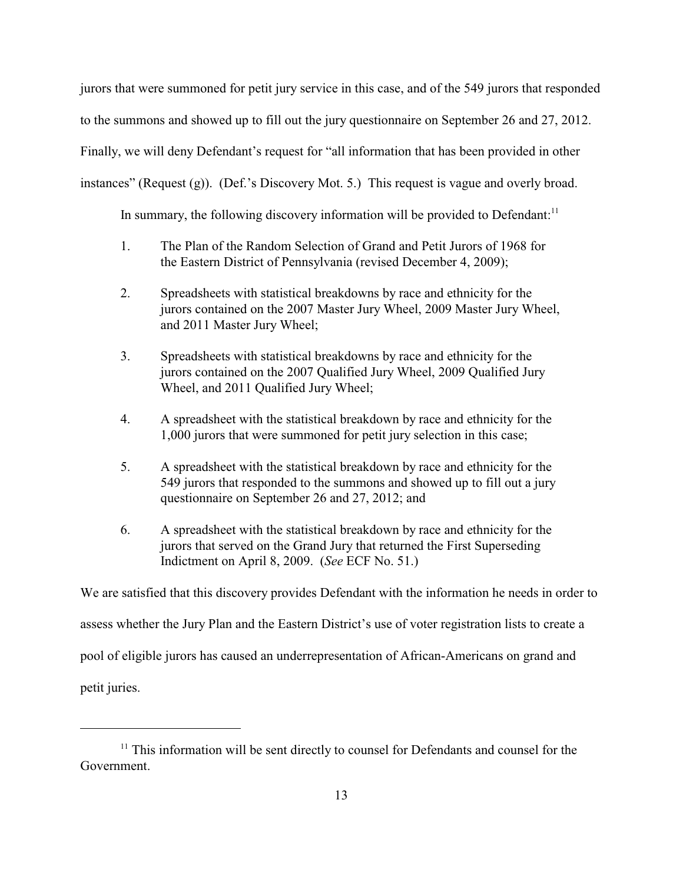jurors that were summoned for petit jury service in this case, and of the 549 jurors that responded to the summons and showed up to fill out the jury questionnaire on September 26 and 27, 2012. Finally, we will deny Defendant's request for "all information that has been provided in other instances" (Request (g)). (Def.'s Discovery Mot. 5.) This request is vague and overly broad.

In summary, the following discovery information will be provided to Defendant:[11]

1. The Plan of the Random Selection of Grand and Petit Jurors of 1968 for the Eastern District of Pennsylvania (revised December 4, 2009);
2. Spreadsheets with statistical breakdowns by race and ethnicity for the jurors contained on the 2007 Master Jury Wheel, 2009 Master Jury Wheel, and 2011 Master Jury Wheel;
3. Spreadsheets with statistical breakdowns by race and ethnicity for the jurors contained on the 2007 Qualified Jury Wheel, 2009 Qualified Jury Wheel, and 2011 Qualified Jury Wheel;
4. A spreadsheet with the statistical breakdown by race and ethnicity for the 1,000 jurors that were summoned for petit jury selection in this case;
5. A spreadsheet with the statistical breakdown by race and ethnicity for the 549 jurors that responded to the summons and showed up to fill out a jury questionnaire on September 26 and 27, 2012; and
6. A spreadsheet with the statistical breakdown by race and ethnicity for the jurors that served on the Grand Jury that returned the First Superseding Indictment on April 8, 2009. (*See* ECF No. 51.)

We are satisfied that this discovery provides Defendant with the information he needs in order to assess whether the Jury Plan and the Eastern District's use of voter registration lists to create a pool of eligible jurors has caused an underrepresentation of African-Americans on grand and petit juries.

---

[11] This information will be sent directly to counsel for Defendants and counsel for the Government.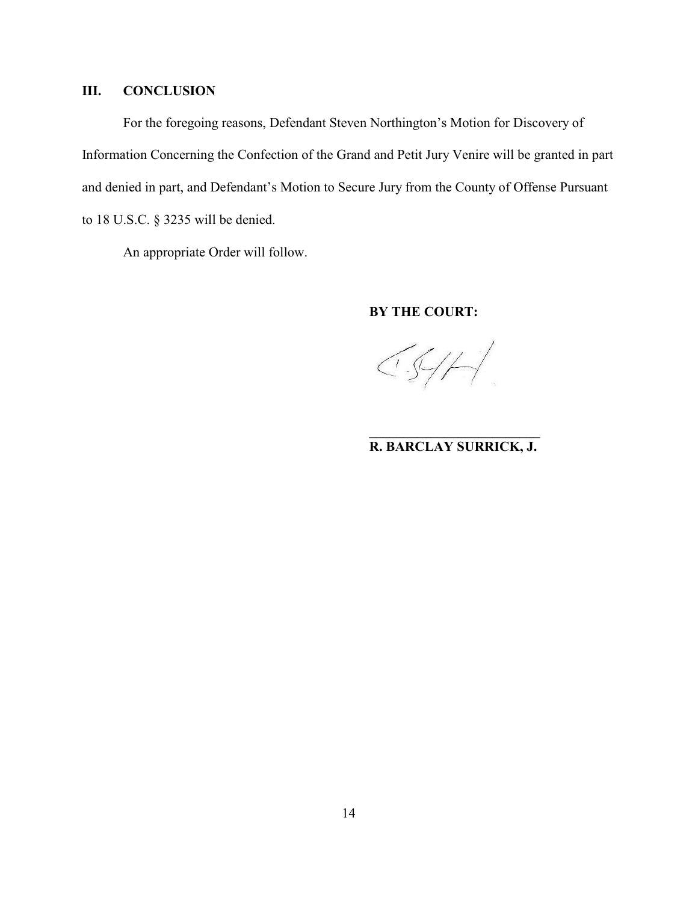## III. CONCLUSION

For the foregoing reasons, Defendant Steven Northington's Motion for Discovery of Information Concerning the Confection of the Grand and Petit Jury Venire will be granted in part and denied in part, and Defendant's Motion to Secure Jury from the County of Offense Pursuant to 18 U.S.C. § 3235 will be denied.

An appropriate Order will follow.

**BY THE COURT:**

**R. BARCLAY SURRICK, J.**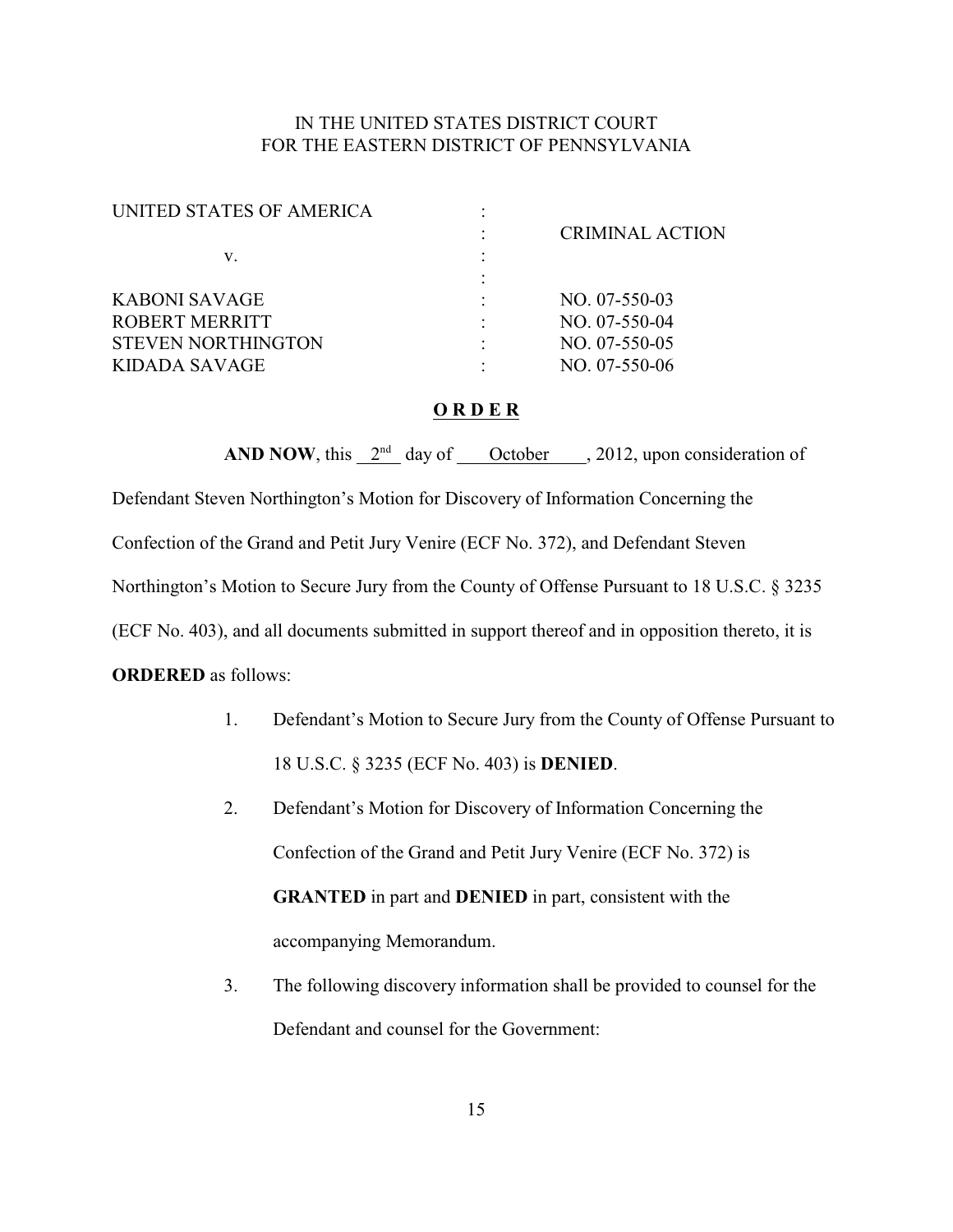IN THE UNITED STATES DISTRICT COURT
FOR THE EASTERN DISTRICT OF PENNSYLVANIA

| | | |
|---|---|---|
| UNITED STATES OF AMERICA | : | |
| | : | CRIMINAL ACTION |
| v. | : | |
| | : | |
| KABONI SAVAGE | : | NO. 07-550-03 |
| ROBERT MERRITT | : | NO. 07-550-04 |
| STEVEN NORTHINGTON | : | NO. 07-550-05 |
| KIDADA SAVAGE | : | NO. 07-550-06 |

**O R D E R**

**AND NOW**, this 2nd day of October, 2012, upon consideration of Defendant Steven Northington's Motion for Discovery of Information Concerning the Confection of the Grand and Petit Jury Venire (ECF No. 372), and Defendant Steven Northington's Motion to Secure Jury from the County of Offense Pursuant to 18 U.S.C. § 3235 (ECF No. 403), and all documents submitted in support thereof and in opposition thereto, it is **ORDERED** as follows:

1. Defendant's Motion to Secure Jury from the County of Offense Pursuant to 18 U.S.C. § 3235 (ECF No. 403) is **DENIED**.
2. Defendant's Motion for Discovery of Information Concerning the Confection of the Grand and Petit Jury Venire (ECF No. 372) is **GRANTED** in part and **DENIED** in part, consistent with the accompanying Memorandum.
3. The following discovery information shall be provided to counsel for the Defendant and counsel for the Government: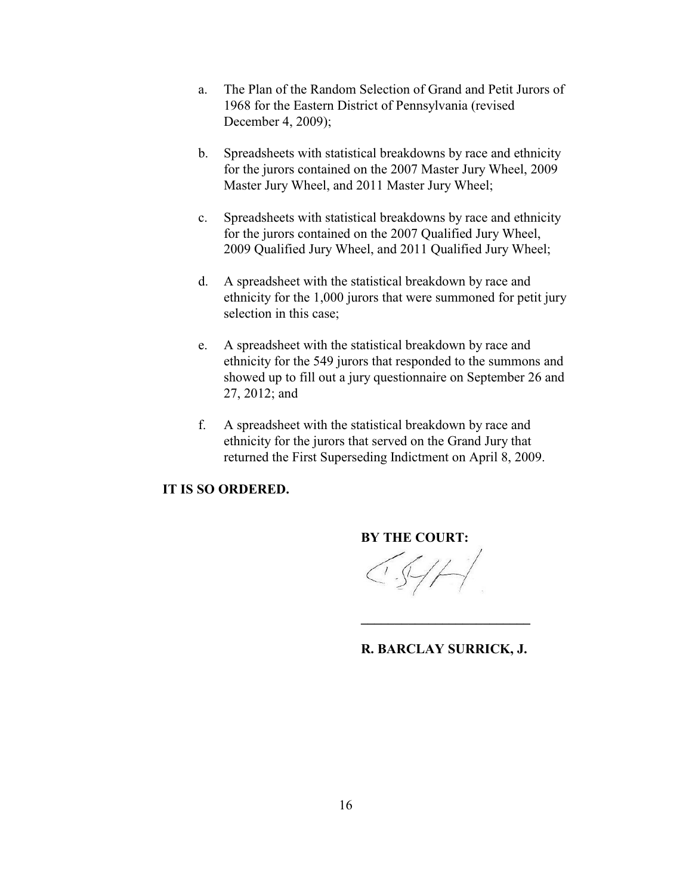a. The Plan of the Random Selection of Grand and Petit Jurors of 1968 for the Eastern District of Pennsylvania (revised December 4, 2009);

b. Spreadsheets with statistical breakdowns by race and ethnicity for the jurors contained on the 2007 Master Jury Wheel, 2009 Master Jury Wheel, and 2011 Master Jury Wheel;

c. Spreadsheets with statistical breakdowns by race and ethnicity for the jurors contained on the 2007 Qualified Jury Wheel, 2009 Qualified Jury Wheel, and 2011 Qualified Jury Wheel;

d. A spreadsheet with the statistical breakdown by race and ethnicity for the 1,000 jurors that were summoned for petit jury selection in this case;

e. A spreadsheet with the statistical breakdown by race and ethnicity for the 549 jurors that responded to the summons and showed up to fill out a jury questionnaire on September 26 and 27, 2012; and

f. A spreadsheet with the statistical breakdown by race and ethnicity for the jurors that served on the Grand Jury that returned the First Superseding Indictment on April 8, 2009.

**IT IS SO ORDERED.**

**BY THE COURT:**

**R. BARCLAY SURRICK, J.**